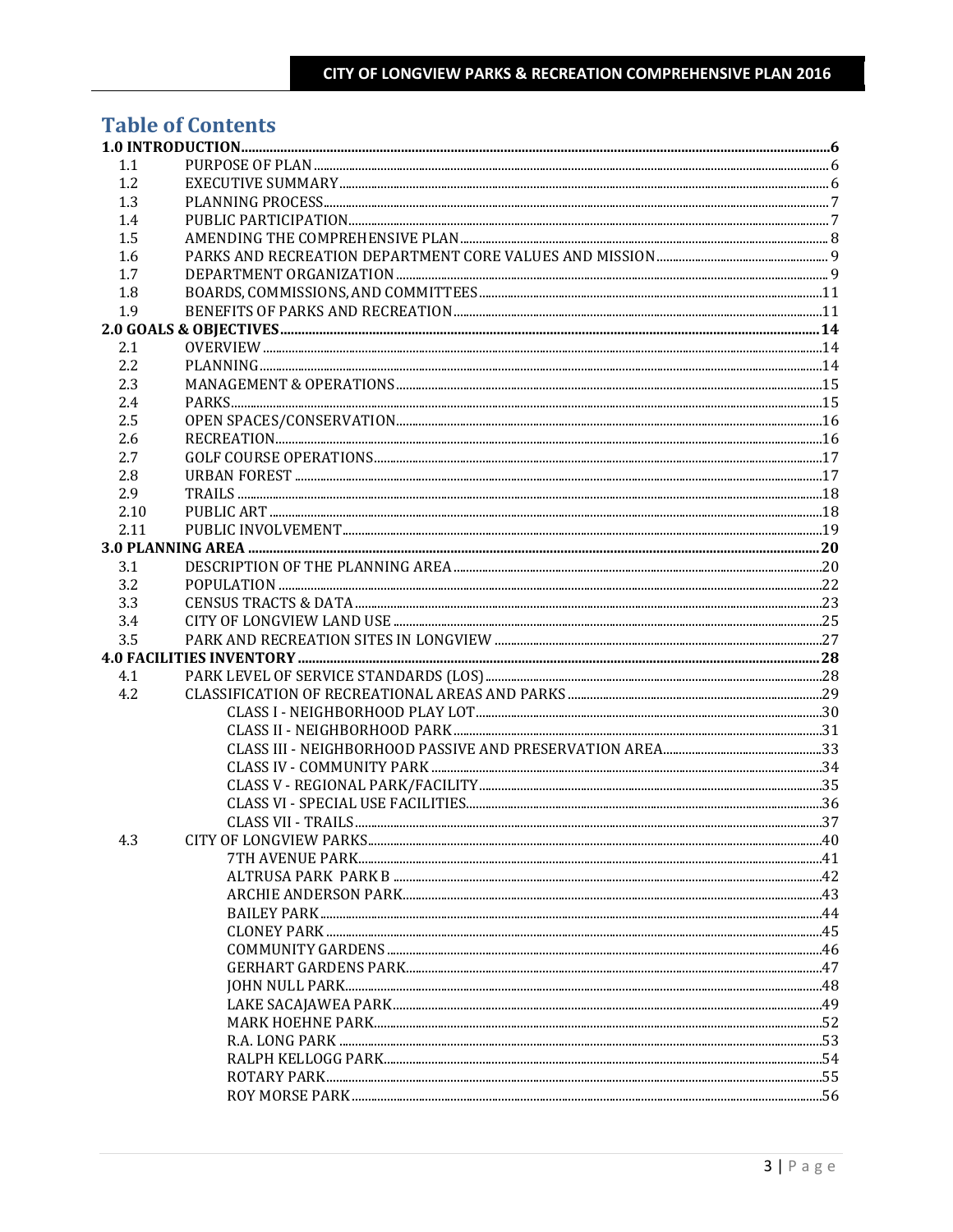# Table of Contents

| | | |
|---|---|---|
| **1.0 INTRODUCTION** | | **6** |
| 1.1 | PURPOSE OF PLAN | 6 |
| 1.2 | EXECUTIVE SUMMARY | 6 |
| 1.3 | PLANNING PROCESS | 7 |
| 1.4 | PUBLIC PARTICIPATION | 7 |
| 1.5 | AMENDING THE COMPREHENSIVE PLAN | 8 |
| 1.6 | PARKS AND RECREATION DEPARTMENT CORE VALUES AND MISSION | 9 |
| 1.7 | DEPARTMENT ORGANIZATION | 9 |
| 1.8 | BOARDS, COMMISSIONS, AND COMMITTEES | 11 |
| 1.9 | BENEFITS OF PARKS AND RECREATION | 11 |
| **2.0 GOALS & OBJECTIVES** | | **14** |
| 2.1 | OVERVIEW | 14 |
| 2.2 | PLANNING | 14 |
| 2.3 | MANAGEMENT & OPERATIONS | 15 |
| 2.4 | PARKS | 15 |
| 2.5 | OPEN SPACES/CONSERVATION | 16 |
| 2.6 | RECREATION | 16 |
| 2.7 | GOLF COURSE OPERATIONS | 17 |
| 2.8 | URBAN FOREST | 17 |
| 2.9 | TRAILS | 18 |
| 2.10 | PUBLIC ART | 18 |
| 2.11 | PUBLIC INVOLVEMENT | 19 |
| **3.0 PLANNING AREA** | | **20** |
| 3.1 | DESCRIPTION OF THE PLANNING AREA | 20 |
| 3.2 | POPULATION | 22 |
| 3.3 | CENSUS TRACTS & DATA | 23 |
| 3.4 | CITY OF LONGVIEW LAND USE | 25 |
| 3.5 | PARK AND RECREATION SITES IN LONGVIEW | 27 |
| **4.0 FACILITIES INVENTORY** | | **28** |
| 4.1 | PARK LEVEL OF SERVICE STANDARDS (LOS) | 28 |
| 4.2 | CLASSIFICATION OF RECREATIONAL AREAS AND PARKS | 29 |
| | CLASS I - NEIGHBORHOOD PLAY LOT | 30 |
| | CLASS II - NEIGHBORHOOD PARK | 31 |
| | CLASS III - NEIGHBORHOOD PASSIVE AND PRESERVATION AREA | 33 |
| | CLASS IV - COMMUNITY PARK | 34 |
| | CLASS V - REGIONAL PARK/FACILITY | 35 |
| | CLASS VI - SPECIAL USE FACILITIES | 36 |
| | CLASS VII - TRAILS | 37 |
| 4.3 | CITY OF LONGVIEW PARKS | 40 |
| | 7TH AVENUE PARK | 41 |
| | ALTRUSA PARK PARK B | 42 |
| | ARCHIE ANDERSON PARK | 43 |
| | BAILEY PARK | 44 |
| | CLONEY PARK | 45 |
| | COMMUNITY GARDENS | 46 |
| | GERHART GARDENS PARK | 47 |
| | JOHN NULL PARK | 48 |
| | LAKE SACAJAWEA PARK | 49 |
| | MARK HOEHNE PARK | 52 |
| | R.A. LONG PARK | 53 |
| | RALPH KELLOGG PARK | 54 |
| | ROTARY PARK | 55 |
| | ROY MORSE PARK | 56 |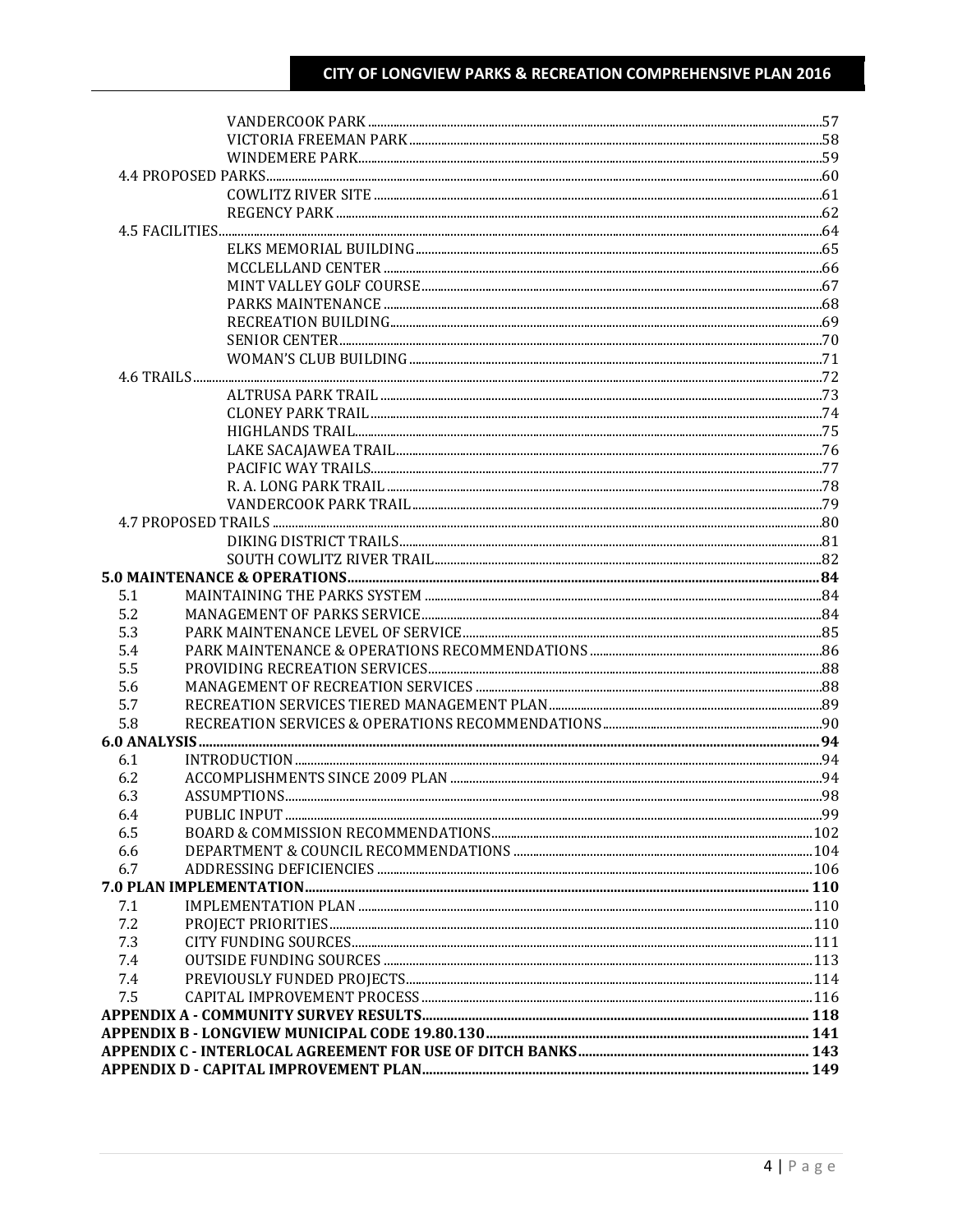VANDERCOOK PARK ...57
VICTORIA FREEMAN PARK ...58
WINDEMERE PARK ...59

4.4 PROPOSED PARKS ...60
COWLITZ RIVER SITE ...61
REGENCY PARK ...62

4.5 FACILITIES ...64
ELKS MEMORIAL BUILDING ...65
MCCLELLAND CENTER ...66
MINT VALLEY GOLF COURSE ...67
PARKS MAINTENANCE ...68
RECREATION BUILDING ...69
SENIOR CENTER ...70
WOMAN'S CLUB BUILDING ...71

4.6 TRAILS ...72
ALTRUSA PARK TRAIL ...73
CLONEY PARK TRAIL ...74
HIGHLANDS TRAIL ...75
LAKE SACAJAWEA TRAIL ...76
PACIFIC WAY TRAILS ...77
R. A. LONG PARK TRAIL ...78
VANDERCOOK PARK TRAIL ...79

4.7 PROPOSED TRAILS ...80
DIKING DISTRICT TRAILS ...81
SOUTH COWLITZ RIVER TRAIL ...82

**5.0 MAINTENANCE & OPERATIONS ...84**
5.1 MAINTAINING THE PARKS SYSTEM ...84
5.2 MANAGEMENT OF PARKS SERVICE ...84
5.3 PARK MAINTENANCE LEVEL OF SERVICE ...85
5.4 PARK MAINTENANCE & OPERATIONS RECOMMENDATIONS ...86
5.5 PROVIDING RECREATION SERVICES ...88
5.6 MANAGEMENT OF RECREATION SERVICES ...88
5.7 RECREATION SERVICES TIERED MANAGEMENT PLAN ...89
5.8 RECREATION SERVICES & OPERATIONS RECOMMENDATIONS ...90

**6.0 ANALYSIS ...94**
6.1 INTRODUCTION ...94
6.2 ACCOMPLISHMENTS SINCE 2009 PLAN ...94
6.3 ASSUMPTIONS ...98
6.4 PUBLIC INPUT ...99
6.5 BOARD & COMMISSION RECOMMENDATIONS ...102
6.6 DEPARTMENT & COUNCIL RECOMMENDATIONS ...104
6.7 ADDRESSING DEFICIENCIES ...106

**7.0 PLAN IMPLEMENTATION ...110**
7.1 IMPLEMENTATION PLAN ...110
7.2 PROJECT PRIORITIES ...110
7.3 CITY FUNDING SOURCES ...111
7.4 OUTSIDE FUNDING SOURCES ...113
7.4 PREVIOUSLY FUNDED PROJECTS ...114
7.5 CAPITAL IMPROVEMENT PROCESS ...116

**APPENDIX A - COMMUNITY SURVEY RESULTS ...118**
**APPENDIX B - LONGVIEW MUNICIPAL CODE 19.80.130 ...141**
**APPENDIX C - INTERLOCAL AGREEMENT FOR USE OF DITCH BANKS ...143**
**APPENDIX D - CAPITAL IMPROVEMENT PLAN ...149**